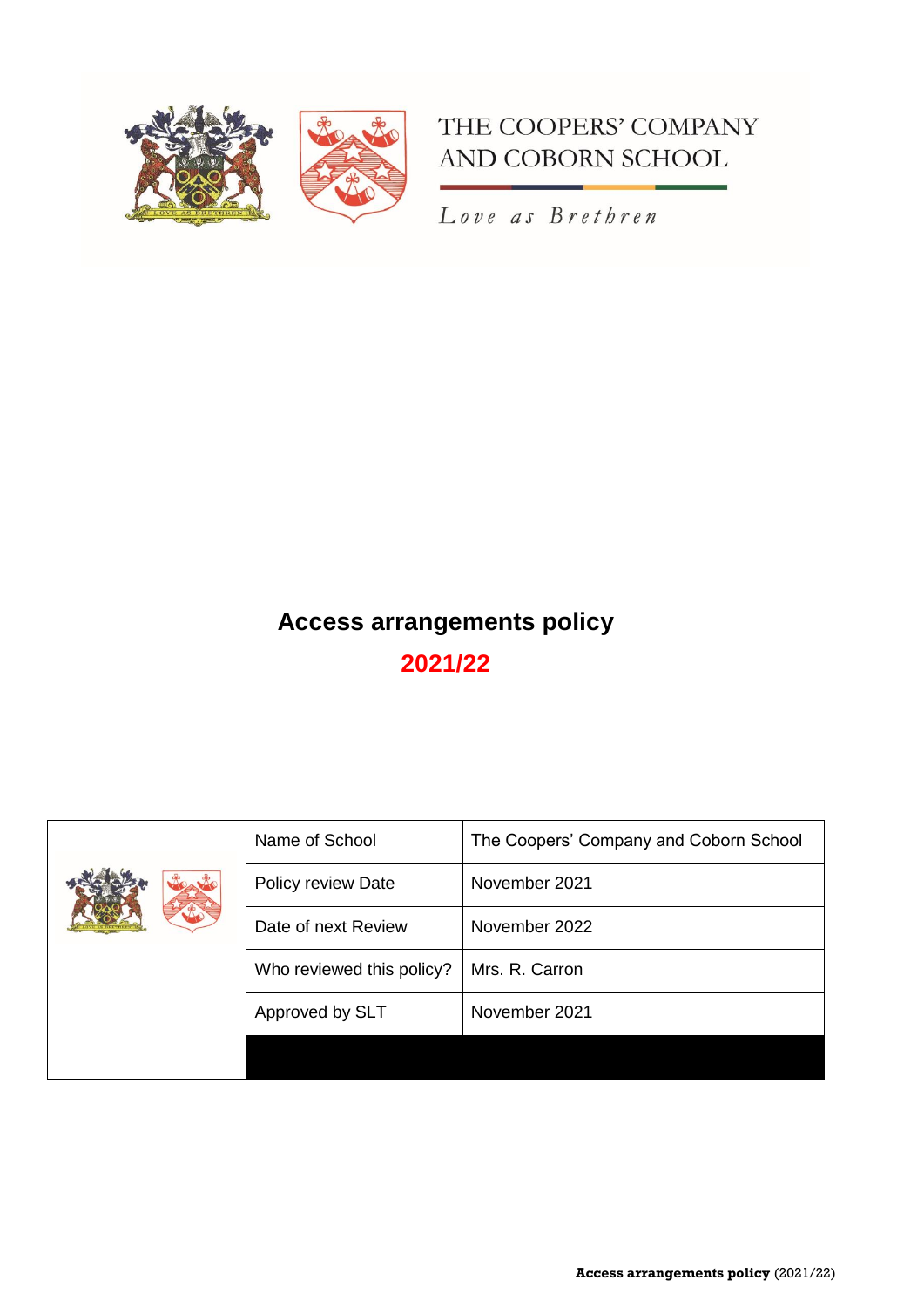THE COOPERS' COMPANY AND COBORN SCHOOL

*Love as Brethren*

# Access arrangements policy

## 2021/22

| | |
|---|---|
| Name of School | The Coopers' Company and Coborn School |
| Policy review Date | November 2021 |
| Date of next Review | November 2022 |
| Who reviewed this policy? | Mrs. R. Carron |
| Approved by SLT | November 2021 |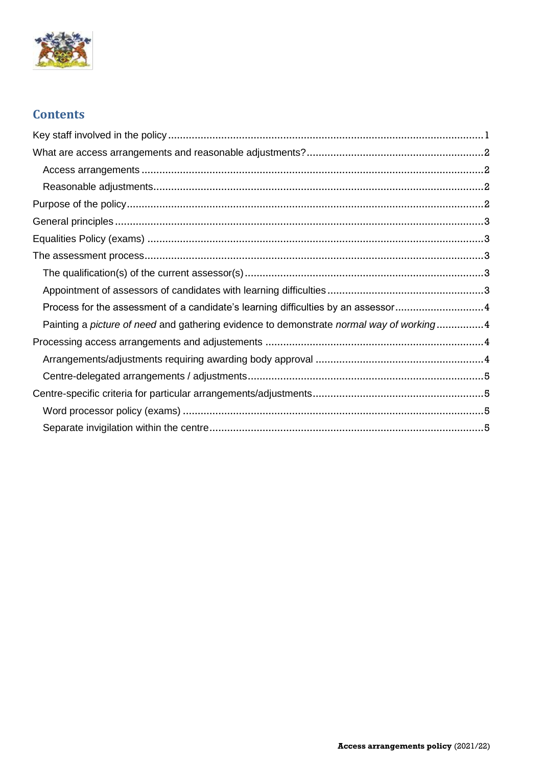## Contents

Key staff involved in the policy .......... 1

What are access arrangements and reasonable adjustments? .......... 2

- Access arrangements .......... 2
- Reasonable adjustments .......... 2

Purpose of the policy .......... 2

General principles .......... 3

Equalities Policy (exams) .......... 3

The assessment process .......... 3

- The qualification(s) of the current assessor(s) .......... 3
- Appointment of assessors of candidates with learning difficulties .......... 3
- Process for the assessment of a candidate's learning difficulties by an assessor .......... 4
- Painting a *picture of need* and gathering evidence to demonstrate *normal way of working* .......... 4

Processing access arrangements and adjustements .......... 4

- Arrangements/adjustments requiring awarding body approval .......... 4
- Centre-delegated arrangements / adjustments .......... 5

Centre-specific criteria for particular arrangements/adjustments .......... 5

- Word processor policy (exams) .......... 5
- Separate invigilation within the centre .......... 5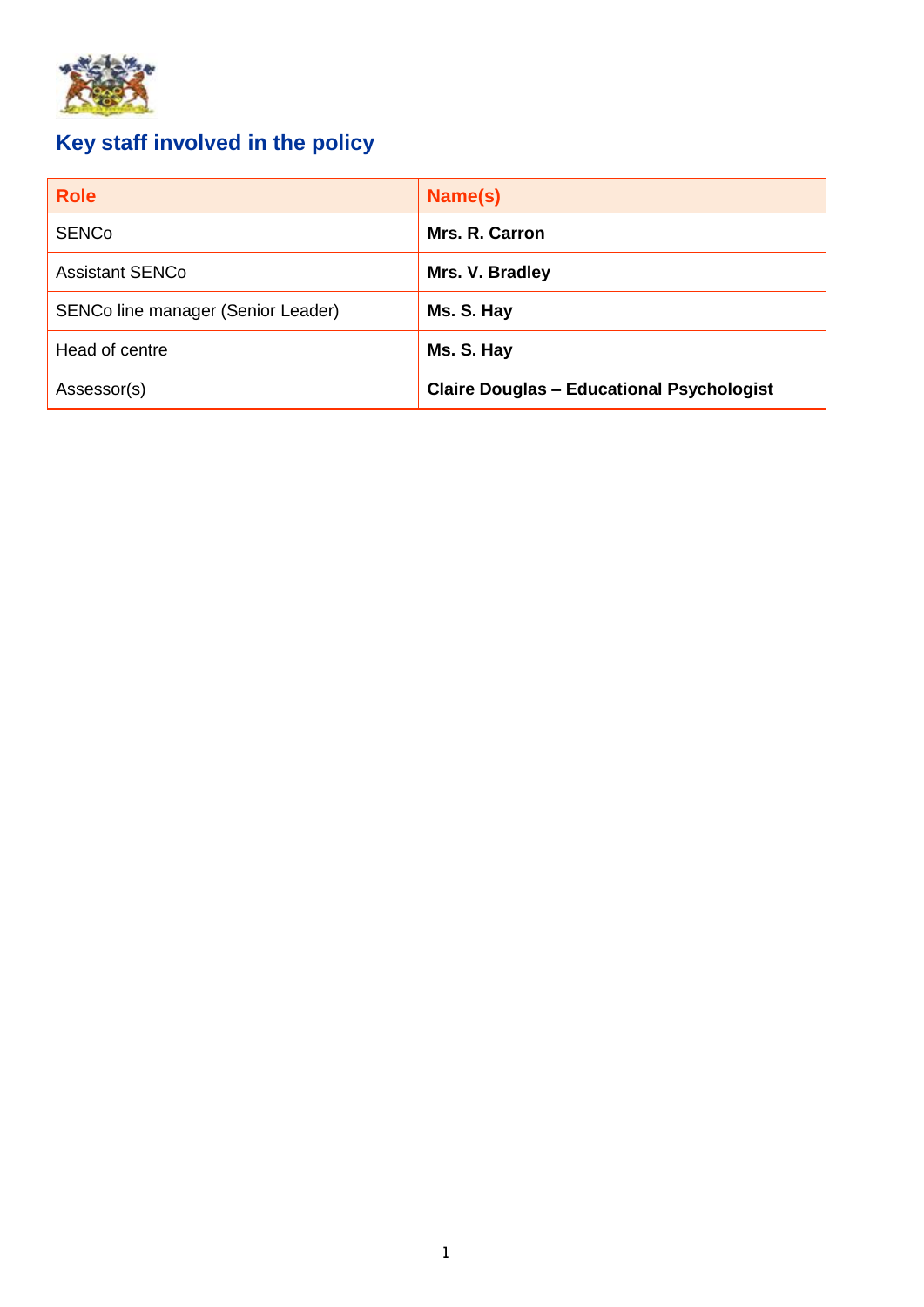## Key staff involved in the policy

| Role | Name(s) |
|---|---|
| SENCo | **Mrs. R. Carron** |
| Assistant SENCo | **Mrs. V. Bradley** |
| SENCo line manager (Senior Leader) | **Ms. S. Hay** |
| Head of centre | **Ms. S. Hay** |
| Assessor(s) | **Claire Douglas – Educational Psychologist** |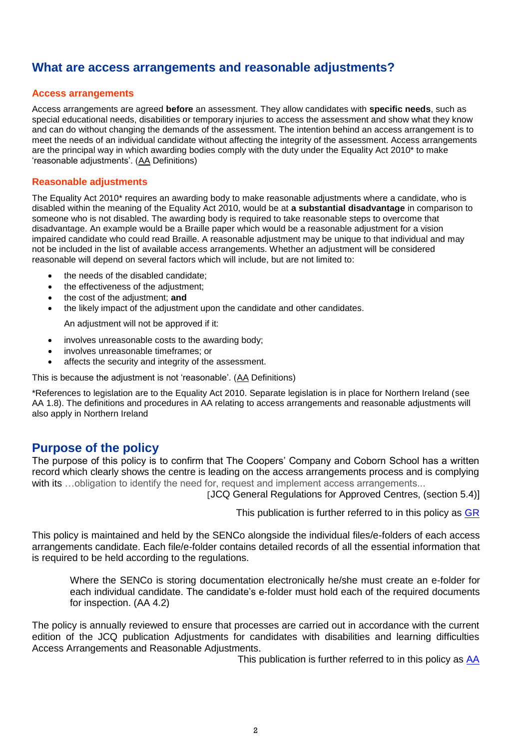## What are access arrangements and reasonable adjustments?

### Access arrangements

Access arrangements are agreed **before** an assessment. They allow candidates with **specific needs**, such as special educational needs, disabilities or temporary injuries to access the assessment and show what they know and can do without changing the demands of the assessment. The intention behind an access arrangement is to meet the needs of an individual candidate without affecting the integrity of the assessment. Access arrangements are the principal way in which awarding bodies comply with the duty under the Equality Act 2010* to make 'reasonable adjustments'. (AA Definitions)

### Reasonable adjustments

The Equality Act 2010* requires an awarding body to make reasonable adjustments where a candidate, who is disabled within the meaning of the Equality Act 2010, would be at **a substantial disadvantage** in comparison to someone who is not disabled. The awarding body is required to take reasonable steps to overcome that disadvantage. An example would be a Braille paper which would be a reasonable adjustment for a vision impaired candidate who could read Braille. A reasonable adjustment may be unique to that individual and may not be included in the list of available access arrangements. Whether an adjustment will be considered reasonable will depend on several factors which will include, but are not limited to:

- the needs of the disabled candidate;
- the effectiveness of the adjustment;
- the cost of the adjustment; **and**
- the likely impact of the adjustment upon the candidate and other candidates.

An adjustment will not be approved if it:

- involves unreasonable costs to the awarding body;
- involves unreasonable timeframes; or
- affects the security and integrity of the assessment.

This is because the adjustment is not 'reasonable'. (AA Definitions)

*References to legislation are to the Equality Act 2010. Separate legislation is in place for Northern Ireland (see AA 1.8). The definitions and procedures in AA relating to access arrangements and reasonable adjustments will also apply in Northern Ireland

## Purpose of the policy

The purpose of this policy is to confirm that The Coopers' Company and Coborn School has a written record which clearly shows the centre is leading on the access arrangements process and is complying with its …obligation to identify the need for, request and implement access arrangements...

[JCQ General Regulations for Approved Centres, (section 5.4)]

This publication is further referred to in this policy as GR

This policy is maintained and held by the SENCo alongside the individual files/e-folders of each access arrangements candidate. Each file/e-folder contains detailed records of all the essential information that is required to be held according to the regulations.

> Where the SENCo is storing documentation electronically he/she must create an e-folder for each individual candidate. The candidate's e-folder must hold each of the required documents for inspection. (AA 4.2)

The policy is annually reviewed to ensure that processes are carried out in accordance with the current edition of the JCQ publication Adjustments for candidates with disabilities and learning difficulties Access Arrangements and Reasonable Adjustments.

This publication is further referred to in this policy as AA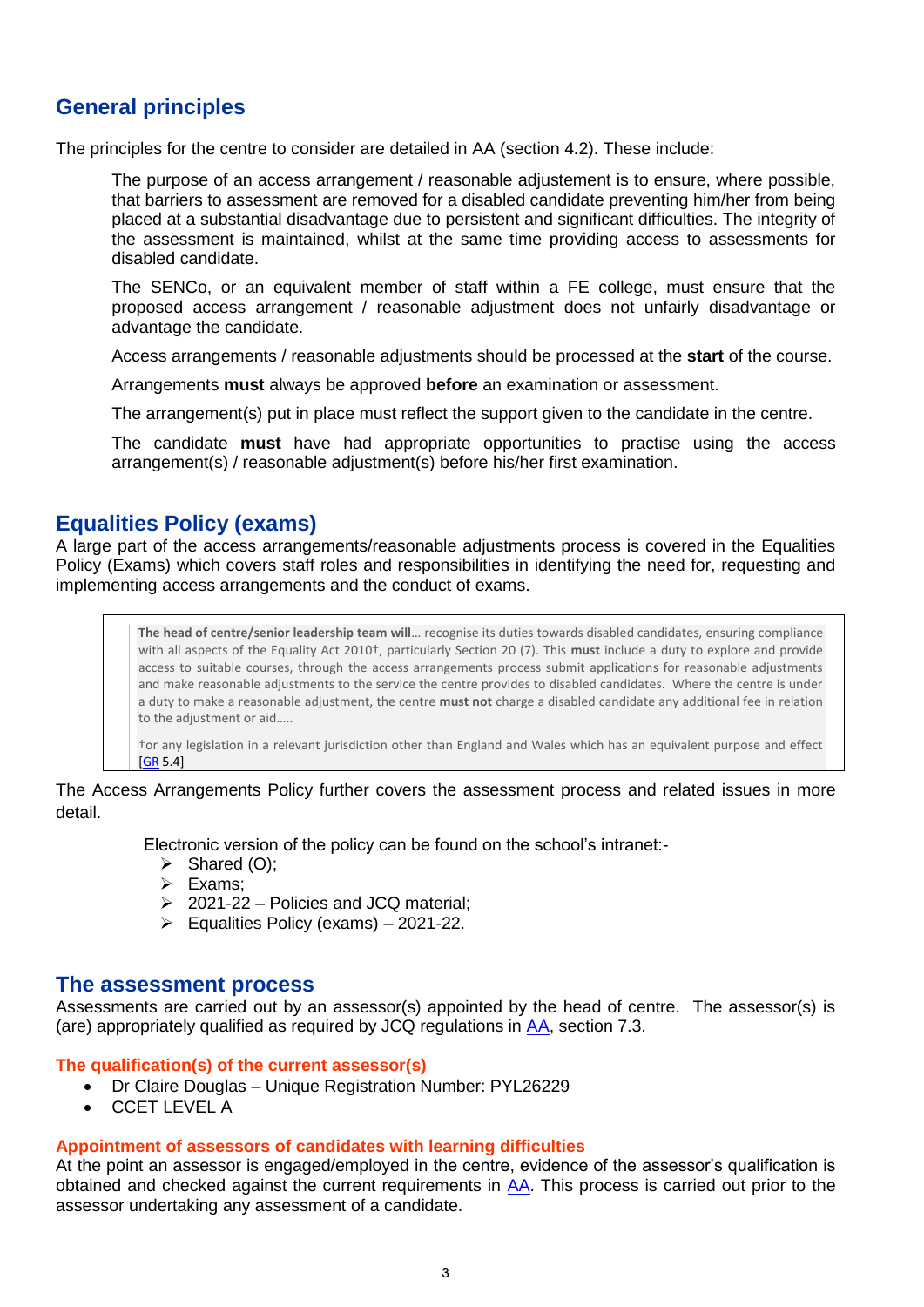## General principles

The principles for the centre to consider are detailed in AA (section 4.2). These include:

> The purpose of an access arrangement / reasonable adjustement is to ensure, where possible, that barriers to assessment are removed for a disabled candidate preventing him/her from being placed at a substantial disadvantage due to persistent and significant difficulties. The integrity of the assessment is maintained, whilst at the same time providing access to assessments for disabled candidate.
>
> The SENCo, or an equivalent member of staff within a FE college, must ensure that the proposed access arrangement / reasonable adjustment does not unfairly disadvantage or advantage the candidate.
>
> Access arrangements / reasonable adjustments should be processed at the **start** of the course.
>
> Arrangements **must** always be approved **before** an examination or assessment.
>
> The arrangement(s) put in place must reflect the support given to the candidate in the centre.
>
> The candidate **must** have had appropriate opportunities to practise using the access arrangement(s) / reasonable adjustment(s) before his/her first examination.

## Equalities Policy (exams)

A large part of the access arrangements/reasonable adjustments process is covered in the Equalities Policy (Exams) which covers staff roles and responsibilities in identifying the need for, requesting and implementing access arrangements and the conduct of exams.

> **The head of centre/senior leadership team will**… recognise its duties towards disabled candidates, ensuring compliance with all aspects of the Equality Act 2010†, particularly Section 20 (7). This **must** include a duty to explore and provide access to suitable courses, through the access arrangements process submit applications for reasonable adjustments and make reasonable adjustments to the service the centre provides to disabled candidates. Where the centre is under a duty to make a reasonable adjustment, the centre **must not** charge a disabled candidate any additional fee in relation to the adjustment or aid…..
>
> †or any legislation in a relevant jurisdiction other than England and Wales which has an equivalent purpose and effect [GR 5.4]

The Access Arrangements Policy further covers the assessment process and related issues in more detail.

Electronic version of the policy can be found on the school's intranet:-

- Shared (O);
- Exams;
- 2021-22 – Policies and JCQ material;
- Equalities Policy (exams) – 2021-22.

## The assessment process

Assessments are carried out by an assessor(s) appointed by the head of centre. The assessor(s) is (are) appropriately qualified as required by JCQ regulations in AA, section 7.3.

### The qualification(s) of the current assessor(s)

- Dr Claire Douglas – Unique Registration Number: PYL26229
- CCET LEVEL A

### Appointment of assessors of candidates with learning difficulties

At the point an assessor is engaged/employed in the centre, evidence of the assessor's qualification is obtained and checked against the current requirements in AA. This process is carried out prior to the assessor undertaking any assessment of a candidate.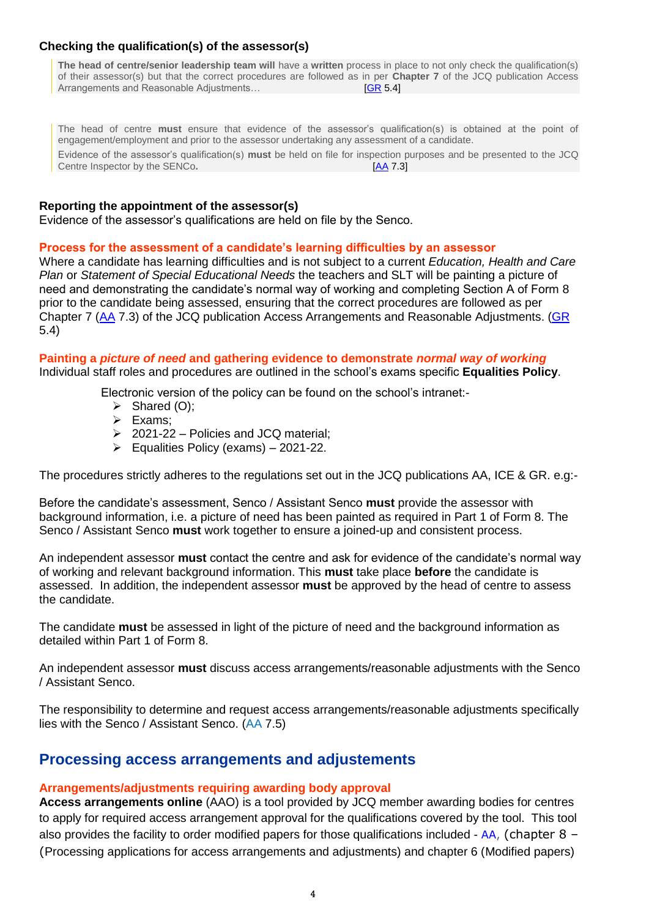### Checking the qualification(s) of the assessor(s)

> **The head of centre/senior leadership team will** have a **written** process in place to not only check the qualification(s) of their assessor(s) but that the correct procedures are followed as in per **Chapter 7** of the JCQ publication Access Arrangements and Reasonable Adjustments… [GR 5.4]

> The head of centre **must** ensure that evidence of the assessor's qualification(s) is obtained at the point of engagement/employment and prior to the assessor undertaking any assessment of a candidate.
>
> Evidence of the assessor's qualification(s) **must** be held on file for inspection purposes and be presented to the JCQ Centre Inspector by the SENCo**.** [AA 7.3]

### Reporting the appointment of the assessor(s)

Evidence of the assessor's qualifications are held on file by the Senco.

### Process for the assessment of a candidate's learning difficulties by an assessor

Where a candidate has learning difficulties and is not subject to a current *Education, Health and Care Plan* or *Statement of Special Educational Needs* the teachers and SLT will be painting a picture of need and demonstrating the candidate's normal way of working and completing Section A of Form 8 prior to the candidate being assessed, ensuring that the correct procedures are followed as per Chapter 7 (AA 7.3) of the JCQ publication Access Arrangements and Reasonable Adjustments. (GR 5.4)

### Painting a *picture of need* and gathering evidence to demonstrate *normal way of working*

Individual staff roles and procedures are outlined in the school's exams specific **Equalities Policy**.

Electronic version of the policy can be found on the school's intranet:-

- Shared (O);
- Exams;
- 2021-22 – Policies and JCQ material;
- Equalities Policy (exams) – 2021-22.

The procedures strictly adheres to the regulations set out in the JCQ publications AA, ICE & GR. e.g:-

Before the candidate's assessment, Senco / Assistant Senco **must** provide the assessor with background information, i.e. a picture of need has been painted as required in Part 1 of Form 8. The Senco / Assistant Senco **must** work together to ensure a joined-up and consistent process.

An independent assessor **must** contact the centre and ask for evidence of the candidate's normal way of working and relevant background information. This **must** take place **before** the candidate is assessed. In addition, the independent assessor **must** be approved by the head of centre to assess the candidate.

The candidate **must** be assessed in light of the picture of need and the background information as detailed within Part 1 of Form 8.

An independent assessor **must** discuss access arrangements/reasonable adjustments with the Senco / Assistant Senco.

The responsibility to determine and request access arrangements/reasonable adjustments specifically lies with the Senco / Assistant Senco. (AA 7.5)

## Processing access arrangements and adjustements

### Arrangements/adjustments requiring awarding body approval

**Access arrangements online** (AAO) is a tool provided by JCQ member awarding bodies for centres to apply for required access arrangement approval for the qualifications covered by the tool. This tool also provides the facility to order modified papers for those qualifications included - AA, (chapter 8 – (Processing applications for access arrangements and adjustments) and chapter 6 (Modified papers)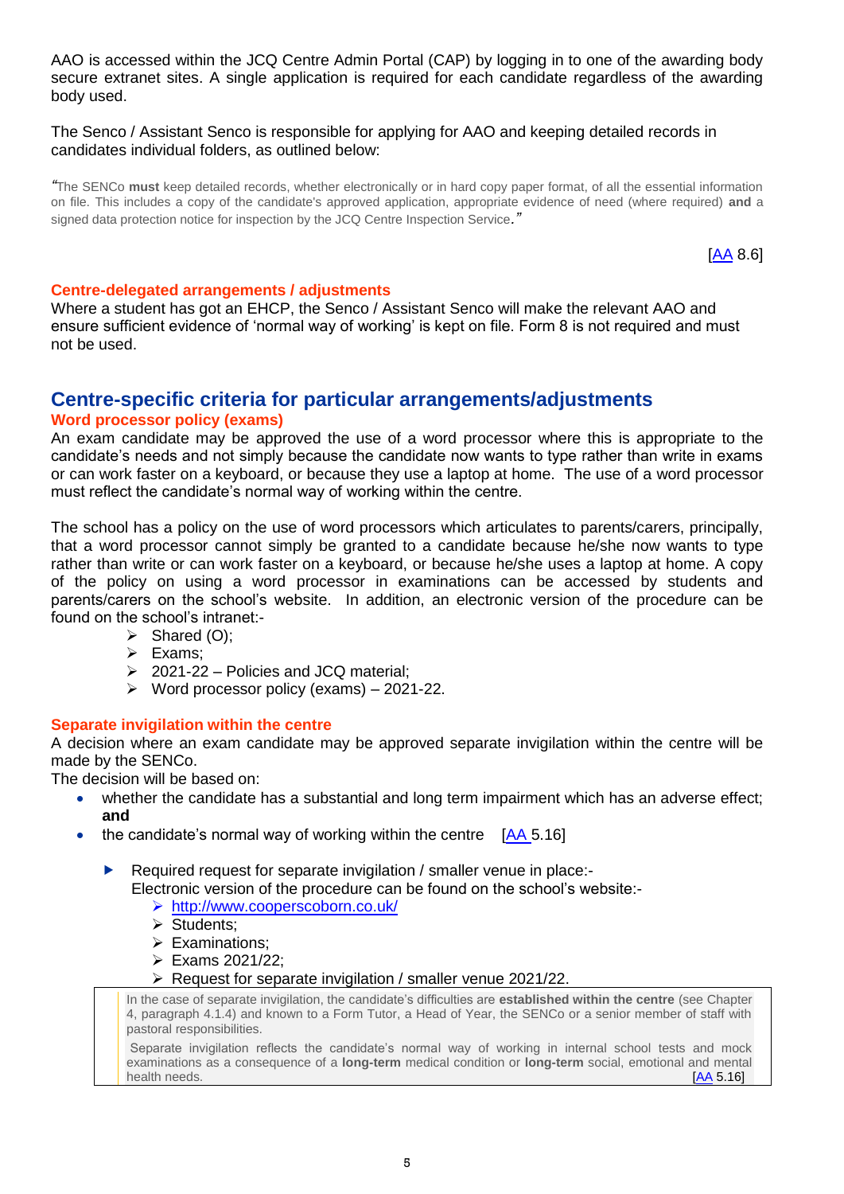AAO is accessed within the JCQ Centre Admin Portal (CAP) by logging in to one of the awarding body secure extranet sites. A single application is required for each candidate regardless of the awarding body used.

The Senco / Assistant Senco is responsible for applying for AAO and keeping detailed records in candidates individual folders, as outlined below:

> *"*The SENCo **must** keep detailed records, whether electronically or in hard copy paper format, of all the essential information on file. This includes a copy of the candidate's approved application, appropriate evidence of need (where required) **and** a signed data protection notice for inspection by the JCQ Centre Inspection Service.*"*

[AA 8.6]

**Centre-delegated arrangements / adjustments**

Where a student has got an EHCP, the Senco / Assistant Senco will make the relevant AAO and ensure sufficient evidence of 'normal way of working' is kept on file. Form 8 is not required and must not be used.

## Centre-specific criteria for particular arrangements/adjustments

**Word processor policy (exams)**

An exam candidate may be approved the use of a word processor where this is appropriate to the candidate's needs and not simply because the candidate now wants to type rather than write in exams or can work faster on a keyboard, or because they use a laptop at home. The use of a word processor must reflect the candidate's normal way of working within the centre.

The school has a policy on the use of word processors which articulates to parents/carers, principally, that a word processor cannot simply be granted to a candidate because he/she now wants to type rather than write or can work faster on a keyboard, or because he/she uses a laptop at home. A copy of the policy on using a word processor in examinations can be accessed by students and parents/carers on the school's website. In addition, an electronic version of the procedure can be found on the school's intranet:-

- Shared (O);
- Exams;
- 2021-22 – Policies and JCQ material;
- Word processor policy (exams) – 2021-22.

**Separate invigilation within the centre**

A decision where an exam candidate may be approved separate invigilation within the centre will be made by the SENCo.
The decision will be based on:

- whether the candidate has a substantial and long term impairment which has an adverse effect; **and**
- the candidate's normal way of working within the centre [AA 5.16]

- Required request for separate invigilation / smaller venue in place:-
  Electronic version of the procedure can be found on the school's website:-
  - http://www.cooperscoborn.co.uk/
  - Students;
  - Examinations;
  - Exams 2021/22;
  - Request for separate invigilation / smaller venue 2021/22.

> In the case of separate invigilation, the candidate's difficulties are **established within the centre** (see Chapter 4, paragraph 4.1.4) and known to a Form Tutor, a Head of Year, the SENCo or a senior member of staff with pastoral responsibilities.
>
> Separate invigilation reflects the candidate's normal way of working in internal school tests and mock examinations as a consequence of a **long-term** medical condition or **long-term** social, emotional and mental health needs. [AA 5.16]